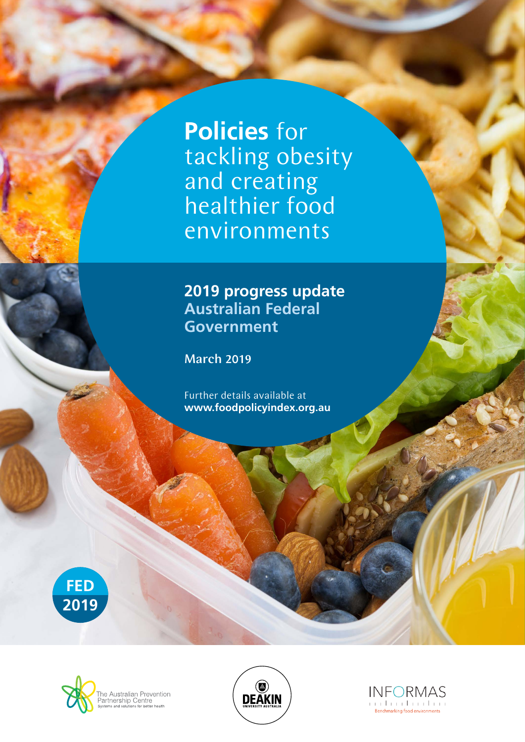# **Policies** for tackling obesity and creating healthier food environments

## 2019 progress update
## Australian Federal Government

**March 2019**

Further details available at
**www.foodpolicyindex.org.au**

**FED 2019**

The Australian Prevention Partnership Centre
Systems and solutions for better health

DEAKIN UNIVERSITY AUSTRALIA

INFORMAS
Benchmarking food environments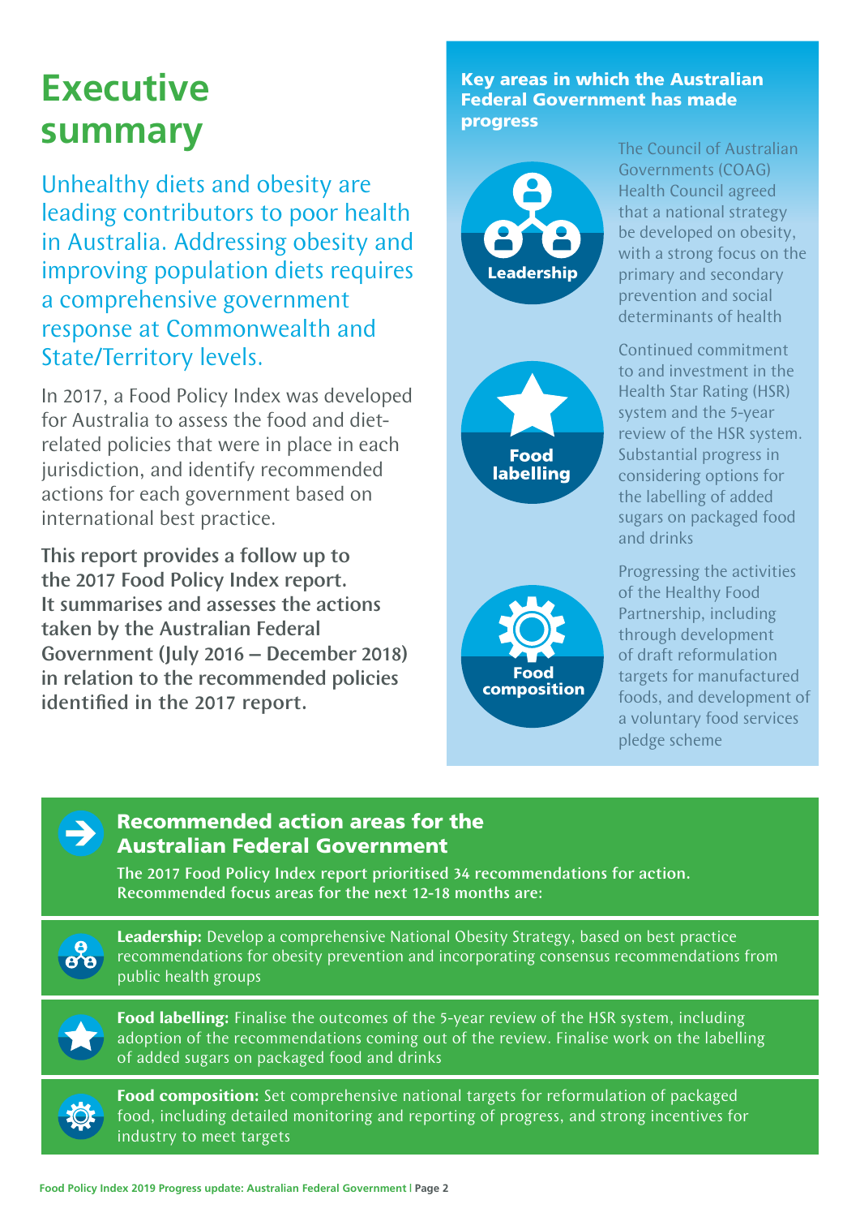# Executive summary

Unhealthy diets and obesity are leading contributors to poor health in Australia. Addressing obesity and improving population diets requires a comprehensive government response at Commonwealth and State/Territory levels.

In 2017, a Food Policy Index was developed for Australia to assess the food and diet-related policies that were in place in each jurisdiction, and identify recommended actions for each government based on international best practice.

**This report provides a follow up to the 2017 Food Policy Index report. It summarises and assesses the actions taken by the Australian Federal Government (July 2016 – December 2018) in relation to the recommended policies identified in the 2017 report.**

## Key areas in which the Australian Federal Government has made progress

**Leadership**

The Council of Australian Governments (COAG) Health Council agreed that a national strategy be developed on obesity, with a strong focus on the primary and secondary prevention and social determinants of health

**Food labelling**

Continued commitment to and investment in the Health Star Rating (HSR) system and the 5-year review of the HSR system. Substantial progress in considering options for the labelling of added sugars on packaged food and drinks

**Food composition**

Progressing the activities of the Healthy Food Partnership, including through development of draft reformulation targets for manufactured foods, and development of a voluntary food services pledge scheme

## Recommended action areas for the Australian Federal Government

**The 2017 Food Policy Index report prioritised 34 recommendations for action. Recommended focus areas for the next 12-18 months are:**

**Leadership:** Develop a comprehensive National Obesity Strategy, based on best practice recommendations for obesity prevention and incorporating consensus recommendations from public health groups

**Food labelling:** Finalise the outcomes of the 5-year review of the HSR system, including adoption of the recommendations coming out of the review. Finalise work on the labelling of added sugars on packaged food and drinks

**Food composition:** Set comprehensive national targets for reformulation of packaged food, including detailed monitoring and reporting of progress, and strong incentives for industry to meet targets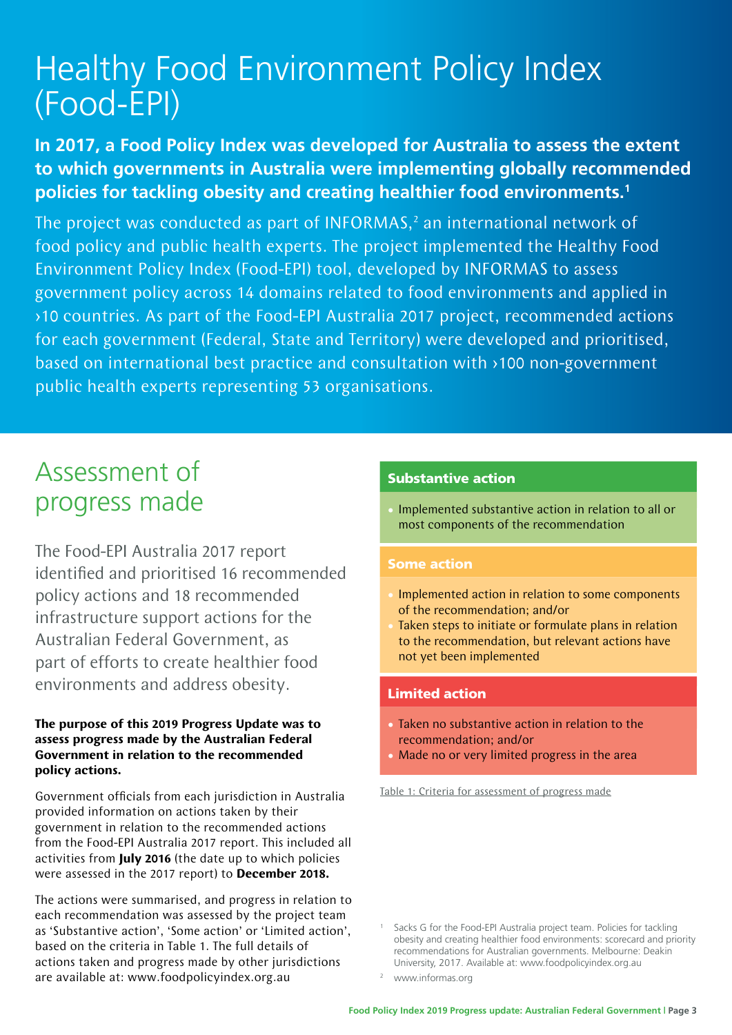# Healthy Food Environment Policy Index (Food-EPI)

**In 2017, a Food Policy Index was developed for Australia to assess the extent to which governments in Australia were implementing globally recommended policies for tackling obesity and creating healthier food environments.[1]**

The project was conducted as part of INFORMAS,[2] an international network of food policy and public health experts. The project implemented the Healthy Food Environment Policy Index (Food-EPI) tool, developed by INFORMAS to assess government policy across 14 domains related to food environments and applied in ›10 countries. As part of the Food-EPI Australia 2017 project, recommended actions for each government (Federal, State and Territory) were developed and prioritised, based on international best practice and consultation with ›100 non-government public health experts representing 53 organisations.

## Assessment of progress made

The Food-EPI Australia 2017 report identified and prioritised 16 recommended policy actions and 18 recommended infrastructure support actions for the Australian Federal Government, as part of efforts to create healthier food environments and address obesity.

**The purpose of this 2019 Progress Update was to assess progress made by the Australian Federal Government in relation to the recommended policy actions.**

Government officials from each jurisdiction in Australia provided information on actions taken by their government in relation to the recommended actions from the Food-EPI Australia 2017 report. This included all activities from **July 2016** (the date up to which policies were assessed in the 2017 report) to **December 2018.**

The actions were summarised, and progress in relation to each recommendation was assessed by the project team as 'Substantive action', 'Some action' or 'Limited action', based on the criteria in Table 1. The full details of actions taken and progress made by other jurisdictions are available at: www.foodpolicyindex.org.au

| Assessment | Criteria |
| --- | --- |
| **Substantive action** | • Implemented substantive action in relation to all or most components of the recommendation |
| **Some action** | • Implemented action in relation to some components of the recommendation; and/or<br>• Taken steps to initiate or formulate plans in relation to the recommendation, but relevant actions have not yet been implemented |
| **Limited action** | • Taken no substantive action in relation to the recommendation; and/or<br>• Made no or very limited progress in the area |

Table 1: Criteria for assessment of progress made

[1] Sacks G for the Food-EPI Australia project team. Policies for tackling obesity and creating healthier food environments: scorecard and priority recommendations for Australian governments. Melbourne: Deakin University, 2017. Available at: www.foodpolicyindex.org.au

[2] www.informas.org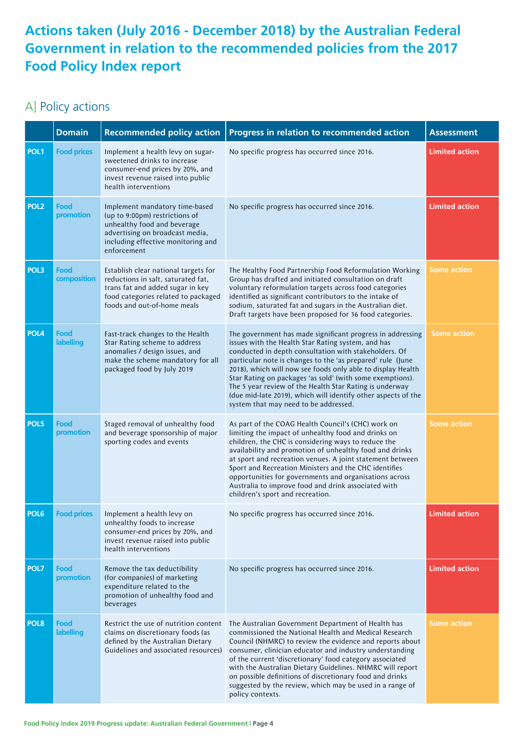# Actions taken (July 2016 - December 2018) by the Australian Federal Government in relation to the recommended policies from the 2017 Food Policy Index report

## A] Policy actions

| | Domain | Recommended policy action | Progress in relation to recommended action | Assessment |
|---|---|---|---|---|
| POL1 | Food prices | Implement a health levy on sugar-sweetened drinks to increase consumer-end prices by 20%, and invest revenue raised into public health interventions | No specific progress has occurred since 2016. | Limited action |
| POL2 | Food promotion | Implement mandatory time-based (up to 9:00pm) restrictions of unhealthy food and beverage advertising on broadcast media, including effective monitoring and enforcement | No specific progress has occurred since 2016. | Limited action |
| POL3 | Food composition | Establish clear national targets for reductions in salt, saturated fat, trans fat and added sugar in key food categories related to packaged foods and out-of-home meals | The Healthy Food Partnership Food Reformulation Working Group has drafted and initiated consultation on draft voluntary reformulation targets across food categories identified as significant contributors to the intake of sodium, saturated fat and sugars in the Australian diet. Draft targets have been proposed for 36 food categories. | Some action |
| POL4 | Food labelling | Fast-track changes to the Health Star Rating scheme to address anomalies / design issues, and make the scheme mandatory for all packaged food by July 2019 | The government has made significant progress in addressing issues with the Health Star Rating system, and has conducted in depth consultation with stakeholders. Of particular note is changes to the 'as prepared' rule (June 2018), which will now see foods only able to display Health Star Rating on packages 'as sold' (with some exemptions). The 5 year review of the Health Star Rating is underway (due mid-late 2019), which will identify other aspects of the system that may need to be addressed. | Some action |
| POL5 | Food promotion | Staged removal of unhealthy food and beverage sponsorship of major sporting codes and events | As part of the COAG Health Council's (CHC) work on limiting the impact of unhealthy food and drinks on children, the CHC is considering ways to reduce the availability and promotion of unhealthy food and drinks at sport and recreation venues. A joint statement between Sport and Recreation Ministers and the CHC identifies opportunities for governments and organisations across Australia to improve food and drink associated with children's sport and recreation. | Some action |
| POL6 | Food prices | Implement a health levy on unhealthy foods to increase consumer-end prices by 20%, and invest revenue raised into public health interventions | No specific progress has occurred since 2016. | Limited action |
| POL7 | Food promotion | Remove the tax deductibility (for companies) of marketing expenditure related to the promotion of unhealthy food and beverages | No specific progress has occurred since 2016. | Limited action |
| POL8 | Food labelling | Restrict the use of nutrition content claims on discretionary foods (as defined by the Australian Dietary Guidelines and associated resources) | The Australian Government Department of Health has commissioned the National Health and Medical Research Council (NHMRC) to review the evidence and reports about consumer, clinician educator and industry understanding of the current 'discretionary' food category associated with the Australian Dietary Guidelines. NHMRC will report on possible definitions of discretionary food and drinks suggested by the review, which may be used in a range of policy contexts. | Some action |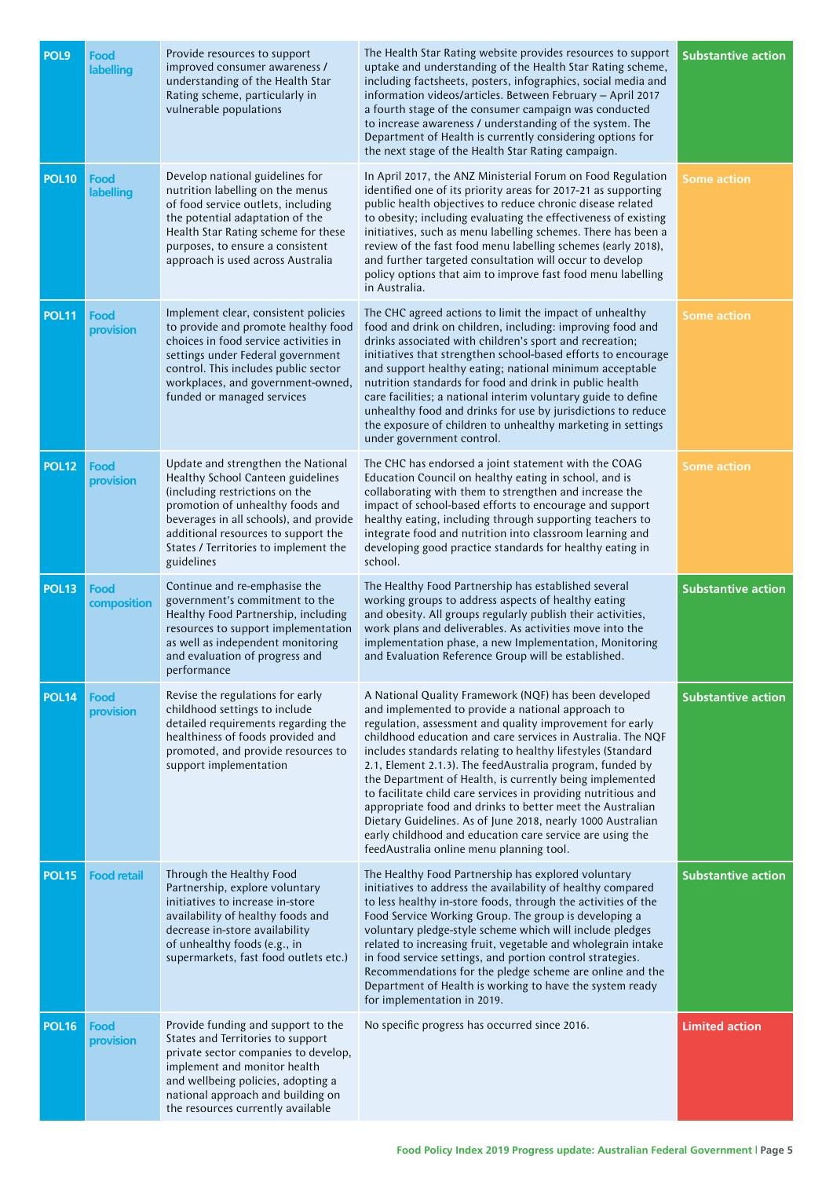| | | | | |
|---|---|---|---|---|
| POL9 | Food labelling | Provide resources to support improved consumer awareness / understanding of the Health Star Rating scheme, particularly in vulnerable populations | The Health Star Rating website provides resources to support uptake and understanding of the Health Star Rating scheme, including factsheets, posters, infographics, social media and information videos/articles. Between February – April 2017 a fourth stage of the consumer campaign was conducted to increase awareness / understanding of the system. The Department of Health is currently considering options for the next stage of the Health Star Rating campaign. | Substantive action |
| POL10 | Food labelling | Develop national guidelines for nutrition labelling on the menus of food service outlets, including the potential adaptation of the Health Star Rating scheme for these purposes, to ensure a consistent approach is used across Australia | In April 2017, the ANZ Ministerial Forum on Food Regulation identified one of its priority areas for 2017-21 as supporting public health objectives to reduce chronic disease related to obesity; including evaluating the effectiveness of existing initiatives, such as menu labelling schemes. There has been a review of the fast food menu labelling schemes (early 2018), and further targeted consultation will occur to develop policy options that aim to improve fast food menu labelling in Australia. | Some action |
| POL11 | Food provision | Implement clear, consistent policies to provide and promote healthy food choices in food service activities in settings under Federal government control. This includes public sector workplaces, and government-owned, funded or managed services | The CHC agreed actions to limit the impact of unhealthy food and drink on children, including: improving food and drinks associated with children's sport and recreation; initiatives that strengthen school-based efforts to encourage and support healthy eating; national minimum acceptable nutrition standards for food and drink in public health care facilities; a national interim voluntary guide to define unhealthy food and drinks for use by jurisdictions to reduce the exposure of children to unhealthy marketing in settings under government control. | Some action |
| POL12 | Food provision | Update and strengthen the National Healthy School Canteen guidelines (including restrictions on the promotion of unhealthy foods and beverages in all schools), and provide additional resources to support the States / Territories to implement the guidelines | The CHC has endorsed a joint statement with the COAG Education Council on healthy eating in school, and is collaborating with them to strengthen and increase the impact of school-based efforts to encourage and support healthy eating, including through supporting teachers to integrate food and nutrition into classroom learning and developing good practice standards for healthy eating in school. | Some action |
| POL13 | Food composition | Continue and re-emphasise the government's commitment to the Healthy Food Partnership, including resources to support implementation as well as independent monitoring and evaluation of progress and performance | The Healthy Food Partnership has established several working groups to address aspects of healthy eating and obesity. All groups regularly publish their activities, work plans and deliverables. As activities move into the implementation phase, a new Implementation, Monitoring and Evaluation Reference Group will be established. | Substantive action |
| POL14 | Food provision | Revise the regulations for early childhood settings to include detailed requirements regarding the healthiness of foods provided and promoted, and provide resources to support implementation | A National Quality Framework (NQF) has been developed and implemented to provide a national approach to regulation, assessment and quality improvement for early childhood education and care services in Australia. The NQF includes standards relating to healthy lifestyles (Standard 2.1, Element 2.1.3). The feedAustralia program, funded by the Department of Health, is currently being implemented to facilitate child care services in providing nutritious and appropriate food and drinks to better meet the Australian Dietary Guidelines. As of June 2018, nearly 1000 Australian early childhood and education care service are using the feedAustralia online menu planning tool. | Substantive action |
| POL15 | Food retail | Through the Healthy Food Partnership, explore voluntary initiatives to increase in-store availability of healthy foods and decrease in-store availability of unhealthy foods (e.g., in supermarkets, fast food outlets etc.) | The Healthy Food Partnership has explored voluntary initiatives to address the availability of healthy compared to less healthy in-store foods, through the activities of the Food Service Working Group. The group is developing a voluntary pledge-style scheme which will include pledges related to increasing fruit, vegetable and wholegrain intake in food service settings, and portion control strategies. Recommendations for the pledge scheme are online and the Department of Health is working to have the system ready for implementation in 2019. | Substantive action |
| POL16 | Food provision | Provide funding and support to the States and Territories to support private sector companies to develop, implement and monitor health and wellbeing policies, adopting a national approach and building on the resources currently available | No specific progress has occurred since 2016. | Limited action |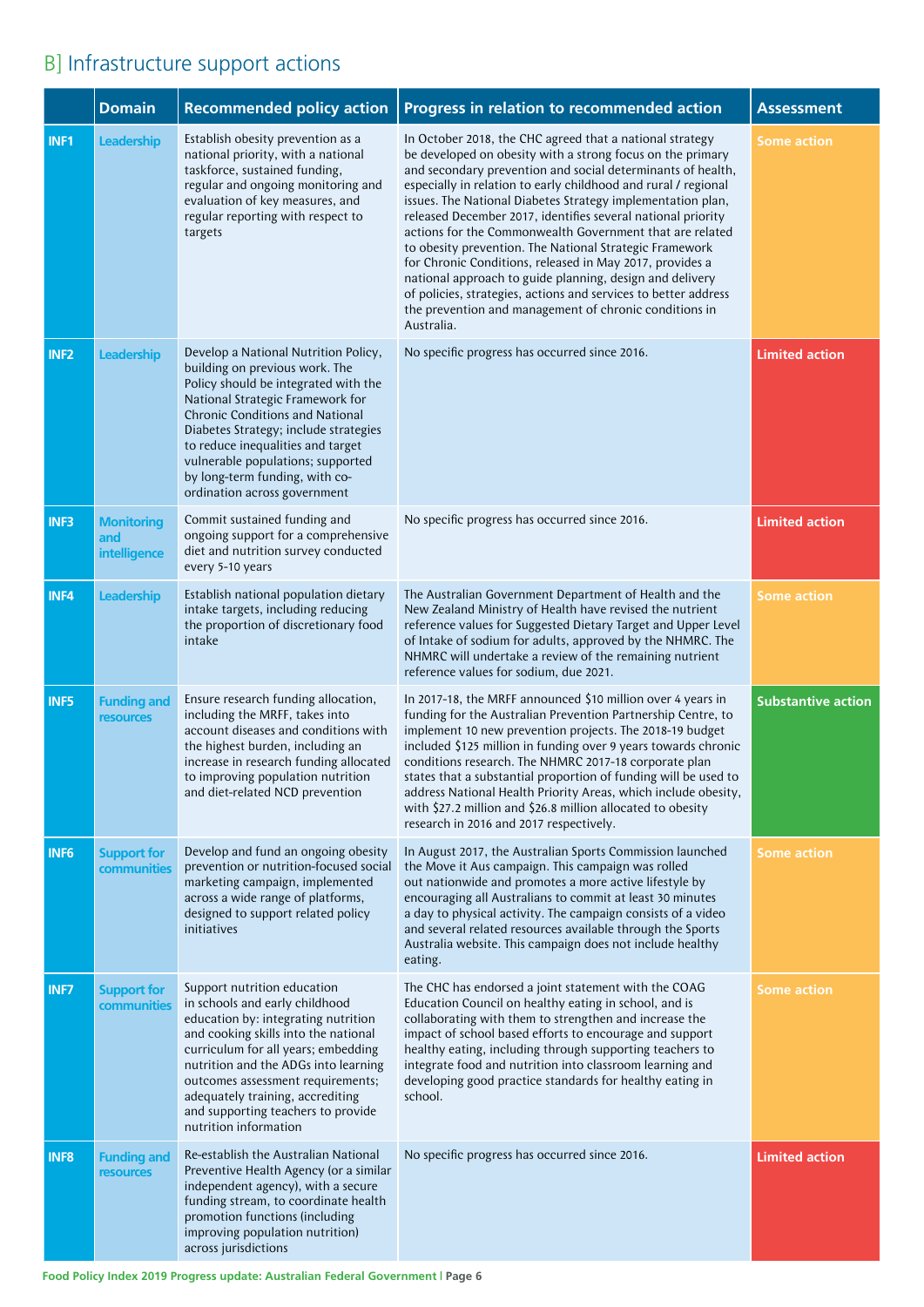## B] Infrastructure support actions

| | Domain | Recommended policy action | Progress in relation to recommended action | Assessment |
|---|---|---|---|---|
| INF1 | Leadership | Establish obesity prevention as a national priority, with a national taskforce, sustained funding, regular and ongoing monitoring and evaluation of key measures, and regular reporting with respect to targets | In October 2018, the CHC agreed that a national strategy be developed on obesity with a strong focus on the primary and secondary prevention and social determinants of health, especially in relation to early childhood and rural / regional issues. The National Diabetes Strategy implementation plan, released December 2017, identifies several national priority actions for the Commonwealth Government that are related to obesity prevention. The National Strategic Framework for Chronic Conditions, released in May 2017, provides a national approach to guide planning, design and delivery of policies, strategies, actions and services to better address the prevention and management of chronic conditions in Australia. | Some action |
| INF2 | Leadership | Develop a National Nutrition Policy, building on previous work. The Policy should be integrated with the National Strategic Framework for Chronic Conditions and National Diabetes Strategy; include strategies to reduce inequalities and target vulnerable populations; supported by long-term funding, with co-ordination across government | No specific progress has occurred since 2016. | Limited action |
| INF3 | Monitoring and intelligence | Commit sustained funding and ongoing support for a comprehensive diet and nutrition survey conducted every 5-10 years | No specific progress has occurred since 2016. | Limited action |
| INF4 | Leadership | Establish national population dietary intake targets, including reducing the proportion of discretionary food intake | The Australian Government Department of Health and the New Zealand Ministry of Health have revised the nutrient reference values for Suggested Dietary Target and Upper Level of Intake of sodium for adults, approved by the NHMRC. The NHMRC will undertake a review of the remaining nutrient reference values for sodium, due 2021. | Some action |
| INF5 | Funding and resources | Ensure research funding allocation, including the MRFF, takes into account diseases and conditions with the highest burden, including an increase in research funding allocated to improving population nutrition and diet-related NCD prevention | In 2017-18, the MRFF announced $10 million over 4 years in funding for the Australian Prevention Partnership Centre, to implement 10 new prevention projects. The 2018-19 budget included $125 million in funding over 9 years towards chronic conditions research. The NHMRC 2017-18 corporate plan states that a substantial proportion of funding will be used to address National Health Priority Areas, which include obesity, with $27.2 million and $26.8 million allocated to obesity research in 2016 and 2017 respectively. | Substantive action |
| INF6 | Support for communities | Develop and fund an ongoing obesity prevention or nutrition-focused social marketing campaign, implemented across a wide range of platforms, designed to support related policy initiatives | In August 2017, the Australian Sports Commission launched the Move it Aus campaign. This campaign was rolled out nationwide and promotes a more active lifestyle by encouraging all Australians to commit at least 30 minutes a day to physical activity. The campaign consists of a video and several related resources available through the Sports Australia website. This campaign does not include healthy eating. | Some action |
| INF7 | Support for communities | Support nutrition education in schools and early childhood education by: integrating nutrition and cooking skills into the national curriculum for all years; embedding nutrition and the ADGs into learning outcomes assessment requirements; adequately training, accrediting and supporting teachers to provide nutrition information | The CHC has endorsed a joint statement with the COAG Education Council on healthy eating in school, and is collaborating with them to strengthen and increase the impact of school based efforts to encourage and support healthy eating, including through supporting teachers to integrate food and nutrition into classroom learning and developing good practice standards for healthy eating in school. | Some action |
| INF8 | Funding and resources | Re-establish the Australian National Preventive Health Agency (or a similar independent agency), with a secure funding stream, to coordinate health promotion functions (including improving population nutrition) across jurisdictions | No specific progress has occurred since 2016. | Limited action |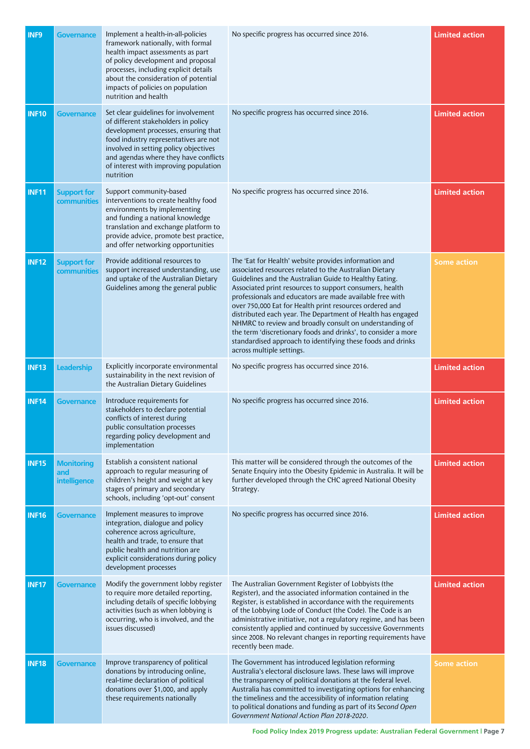| INF9 | Governance | Implement a health-in-all-policies framework nationally, with formal health impact assessments as part of policy development and proposal processes, including explicit details about the consideration of potential impacts of policies on population nutrition and health | No specific progress has occurred since 2016. | Limited action |
|---|---|---|---|---|
| INF10 | Governance | Set clear guidelines for involvement of different stakeholders in policy development processes, ensuring that food industry representatives are not involved in setting policy objectives and agendas where they have conflicts of interest with improving population nutrition | No specific progress has occurred since 2016. | Limited action |
| INF11 | Support for communities | Support community-based interventions to create healthy food environments by implementing and funding a national knowledge translation and exchange platform to provide advice, promote best practice, and offer networking opportunities | No specific progress has occurred since 2016. | Limited action |
| INF12 | Support for communities | Provide additional resources to support increased understanding, use and uptake of the Australian Dietary Guidelines among the general public | The 'Eat for Health' website provides information and associated resources related to the Australian Dietary Guidelines and the Australian Guide to Healthy Eating. Associated print resources to support consumers, health professionals and educators are made available free with over 750,000 Eat for Health print resources ordered and distributed each year. The Department of Health has engaged NHMRC to review and broadly consult on understanding of the term 'discretionary foods and drinks', to consider a more standardised approach to identifying these foods and drinks across multiple settings. | Some action |
| INF13 | Leadership | Explicitly incorporate environmental sustainability in the next revision of the Australian Dietary Guidelines | No specific progress has occurred since 2016. | Limited action |
| INF14 | Governance | Introduce requirements for stakeholders to declare potential conflicts of interest during public consultation processes regarding policy development and implementation | No specific progress has occurred since 2016. | Limited action |
| INF15 | Monitoring and intelligence | Establish a consistent national approach to regular measuring of children's height and weight at key stages of primary and secondary schools, including 'opt-out' consent | This matter will be considered through the outcomes of the Senate Enquiry into the Obesity Epidemic in Australia. It will be further developed through the CHC agreed National Obesity Strategy. | Limited action |
| INF16 | Governance | Implement measures to improve integration, dialogue and policy coherence across agriculture, health and trade, to ensure that public health and nutrition are explicit considerations during policy development processes | No specific progress has occurred since 2016. | Limited action |
| INF17 | Governance | Modify the government lobby register to require more detailed reporting, including details of specific lobbying activities (such as when lobbying is occurring, who is involved, and the issues discussed) | The Australian Government Register of Lobbyists (the Register), and the associated information contained in the Register, is established in accordance with the requirements of the Lobbying Lode of Conduct (the Code). The Code is an administrative initiative, not a regulatory regime, and has been consistently applied and continued by successive Governments since 2008. No relevant changes in reporting requirements have recently been made. | Limited action |
| INF18 | Governance | Improve transparency of political donations by introducing online, real-time declaration of political donations over $1,000, and apply these requirements nationally | The Government has introduced legislation reforming Australia's electoral disclosure laws. These laws will improve the transparency of political donations at the federal level. Australia has committed to investigating options for enhancing the timeliness and the accessibility of information relating to political donations and funding as part of its *Second Open Government National Action Plan 2018-2020*. | Some action |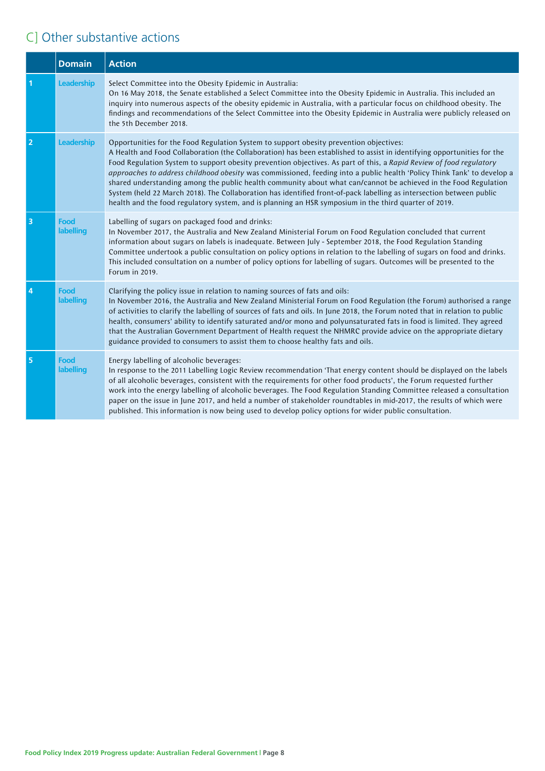## C] Other substantive actions

| | Domain | Action |
|---|---|---|
| 1 | Leadership | Select Committee into the Obesity Epidemic in Australia:<br>On 16 May 2018, the Senate established a Select Committee into the Obesity Epidemic in Australia. This included an inquiry into numerous aspects of the obesity epidemic in Australia, with a particular focus on childhood obesity. The findings and recommendations of the Select Committee into the Obesity Epidemic in Australia were publicly released on the 5th December 2018. |
| 2 | Leadership | Opportunities for the Food Regulation System to support obesity prevention objectives:<br>A Health and Food Collaboration (the Collaboration) has been established to assist in identifying opportunities for the Food Regulation System to support obesity prevention objectives. As part of this, a *Rapid Review of food regulatory approaches to address childhood obesity* was commissioned, feeding into a public health 'Policy Think Tank' to develop a shared understanding among the public health community about what can/cannot be achieved in the Food Regulation System (held 22 March 2018). The Collaboration has identified front-of-pack labelling as intersection between public health and the food regulatory system, and is planning an HSR symposium in the third quarter of 2019. |
| 3 | Food labelling | Labelling of sugars on packaged food and drinks:<br>In November 2017, the Australia and New Zealand Ministerial Forum on Food Regulation concluded that current information about sugars on labels is inadequate. Between July - September 2018, the Food Regulation Standing Committee undertook a public consultation on policy options in relation to the labelling of sugars on food and drinks. This included consultation on a number of policy options for labelling of sugars. Outcomes will be presented to the Forum in 2019. |
| 4 | Food labelling | Clarifying the policy issue in relation to naming sources of fats and oils:<br>In November 2016, the Australia and New Zealand Ministerial Forum on Food Regulation (the Forum) authorised a range of activities to clarify the labelling of sources of fats and oils. In June 2018, the Forum noted that in relation to public health, consumers' ability to identify saturated and/or mono and polyunsaturated fats in food is limited. They agreed that the Australian Government Department of Health request the NHMRC provide advice on the appropriate dietary guidance provided to consumers to assist them to choose healthy fats and oils. |
| 5 | Food labelling | Energy labelling of alcoholic beverages:<br>In response to the 2011 Labelling Logic Review recommendation 'That energy content should be displayed on the labels of all alcoholic beverages, consistent with the requirements for other food products', the Forum requested further work into the energy labelling of alcoholic beverages. The Food Regulation Standing Committee released a consultation paper on the issue in June 2017, and held a number of stakeholder roundtables in mid-2017, the results of which were published. This information is now being used to develop policy options for wider public consultation. |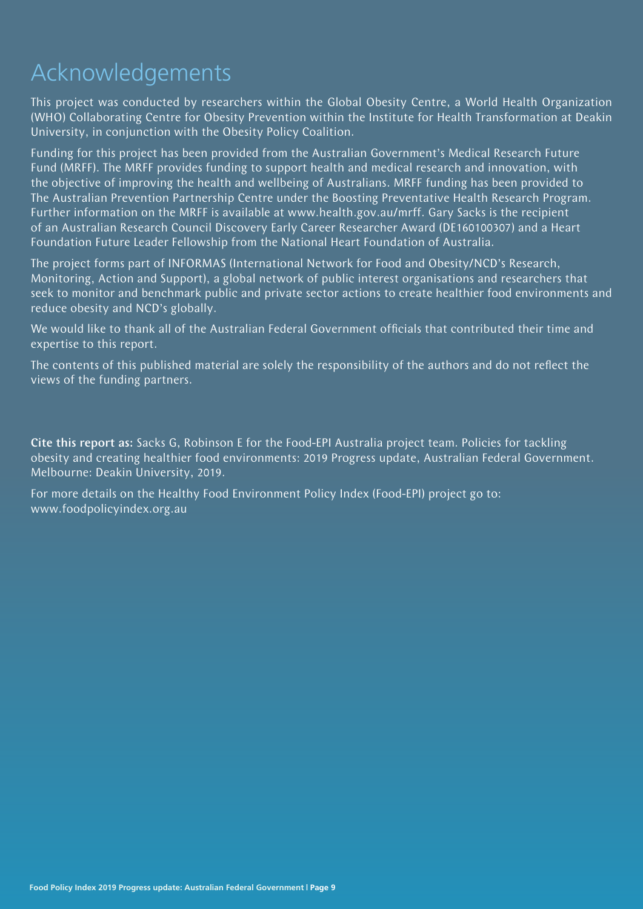# Acknowledgements

This project was conducted by researchers within the Global Obesity Centre, a World Health Organization (WHO) Collaborating Centre for Obesity Prevention within the Institute for Health Transformation at Deakin University, in conjunction with the Obesity Policy Coalition.

Funding for this project has been provided from the Australian Government's Medical Research Future Fund (MRFF). The MRFF provides funding to support health and medical research and innovation, with the objective of improving the health and wellbeing of Australians. MRFF funding has been provided to The Australian Prevention Partnership Centre under the Boosting Preventative Health Research Program. Further information on the MRFF is available at www.health.gov.au/mrff. Gary Sacks is the recipient of an Australian Research Council Discovery Early Career Researcher Award (DE160100307) and a Heart Foundation Future Leader Fellowship from the National Heart Foundation of Australia.

The project forms part of INFORMAS (International Network for Food and Obesity/NCD's Research, Monitoring, Action and Support), a global network of public interest organisations and researchers that seek to monitor and benchmark public and private sector actions to create healthier food environments and reduce obesity and NCD's globally.

We would like to thank all of the Australian Federal Government officials that contributed their time and expertise to this report.

The contents of this published material are solely the responsibility of the authors and do not reflect the views of the funding partners.

**Cite this report as:** Sacks G, Robinson E for the Food-EPI Australia project team. Policies for tackling obesity and creating healthier food environments: 2019 Progress update, Australian Federal Government. Melbourne: Deakin University, 2019.

For more details on the Healthy Food Environment Policy Index (Food-EPI) project go to: www.foodpolicyindex.org.au